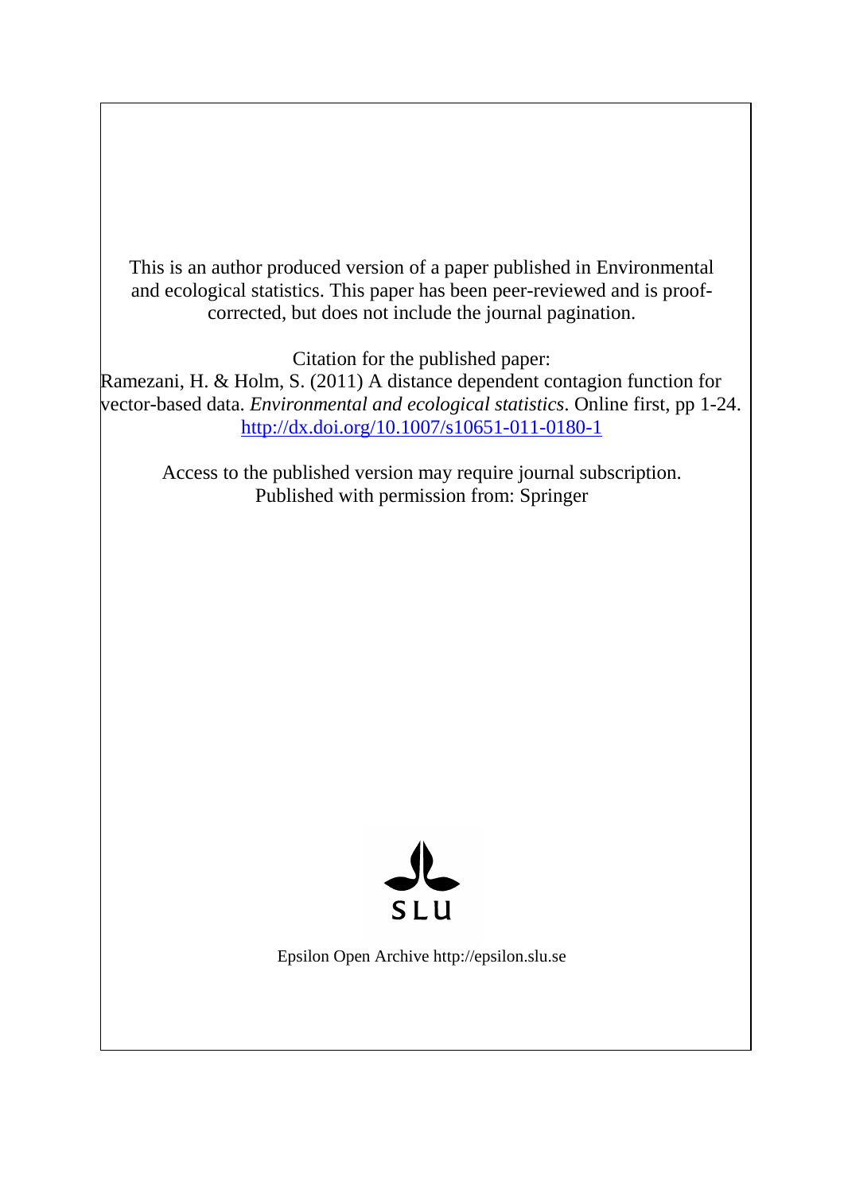This is an author produced version of a paper published in Environmental and ecological statistics. This paper has been peer-reviewed and is proof-corrected, but does not include the journal pagination.

Citation for the published paper:
Ramezani, H. & Holm, S. (2011) A distance dependent contagion function for vector-based data. *Environmental and ecological statistics*. Online first, pp 1-24.
http://dx.doi.org/10.1007/s10651-011-0180-1

Access to the published version may require journal subscription.
Published with permission from: Springer

SLU

Epsilon Open Archive http://epsilon.slu.se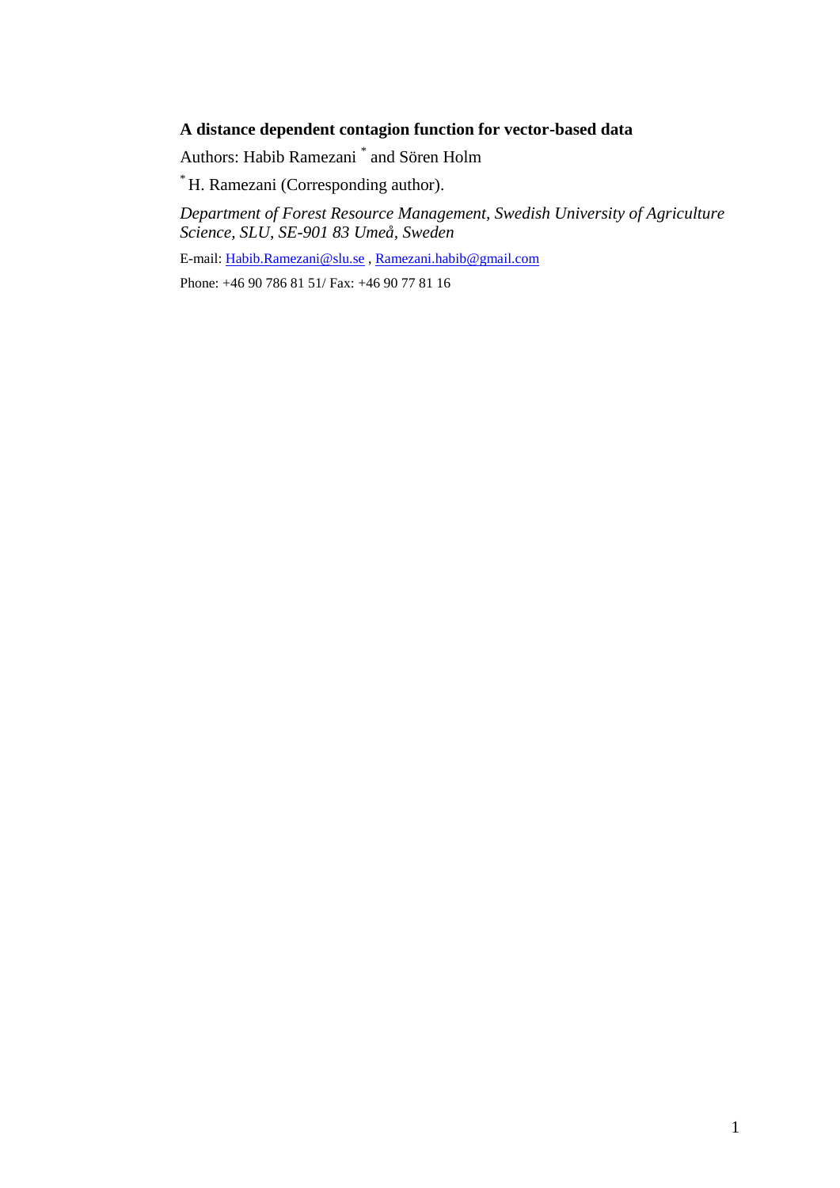**A distance dependent contagion function for vector-based data**

Authors: Habib Ramezani [*] and Sören Holm

[*] H. Ramezani (Corresponding author).

*Department of Forest Resource Management, Swedish University of Agriculture Science, SLU, SE-901 83 Umeå, Sweden*

E-mail: Habib.Ramezani@slu.se , Ramezani.habib@gmail.com

Phone: +46 90 786 81 51/ Fax: +46 90 77 81 16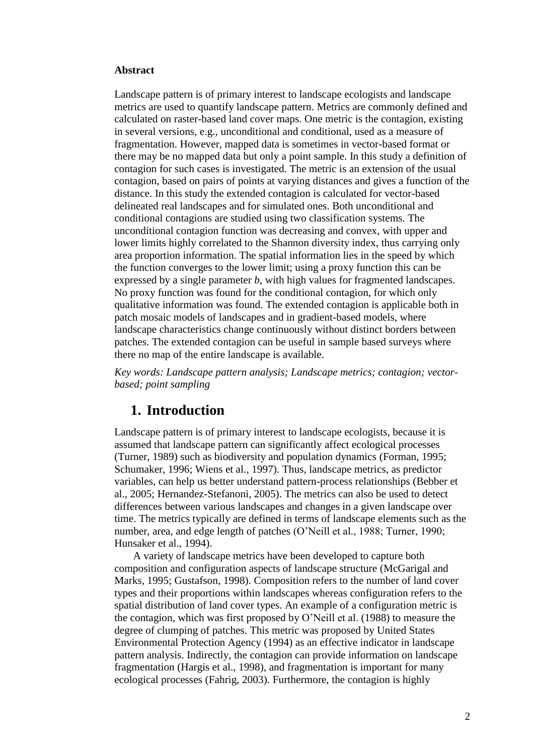**Abstract**

Landscape pattern is of primary interest to landscape ecologists and landscape metrics are used to quantify landscape pattern. Metrics are commonly defined and calculated on raster-based land cover maps. One metric is the contagion, existing in several versions, e.g., unconditional and conditional, used as a measure of fragmentation. However, mapped data is sometimes in vector-based format or there may be no mapped data but only a point sample. In this study a definition of contagion for such cases is investigated. The metric is an extension of the usual contagion, based on pairs of points at varying distances and gives a function of the distance. In this study the extended contagion is calculated for vector-based delineated real landscapes and for simulated ones. Both unconditional and conditional contagions are studied using two classification systems. The unconditional contagion function was decreasing and convex, with upper and lower limits highly correlated to the Shannon diversity index, thus carrying only area proportion information. The spatial information lies in the speed by which the function converges to the lower limit; using a proxy function this can be expressed by a single parameter *b*, with high values for fragmented landscapes. No proxy function was found for the conditional contagion, for which only qualitative information was found. The extended contagion is applicable both in patch mosaic models of landscapes and in gradient-based models, where landscape characteristics change continuously without distinct borders between patches. The extended contagion can be useful in sample based surveys where there no map of the entire landscape is available.

*Key words: Landscape pattern analysis; Landscape metrics; contagion; vector-based; point sampling*

# 1. Introduction

Landscape pattern is of primary interest to landscape ecologists, because it is assumed that landscape pattern can significantly affect ecological processes (Turner, 1989) such as biodiversity and population dynamics (Forman, 1995; Schumaker, 1996; Wiens et al., 1997). Thus, landscape metrics, as predictor variables, can help us better understand pattern-process relationships (Bebber et al., 2005; Hernandez-Stefanoni, 2005). The metrics can also be used to detect differences between various landscapes and changes in a given landscape over time. The metrics typically are defined in terms of landscape elements such as the number, area, and edge length of patches (O'Neill et al., 1988; Turner, 1990; Hunsaker et al., 1994).

A variety of landscape metrics have been developed to capture both composition and configuration aspects of landscape structure (McGarigal and Marks, 1995; Gustafson, 1998). Composition refers to the number of land cover types and their proportions within landscapes whereas configuration refers to the spatial distribution of land cover types. An example of a configuration metric is the contagion, which was first proposed by O'Neill et al. (1988) to measure the degree of clumping of patches. This metric was proposed by United States Environmental Protection Agency (1994) as an effective indicator in landscape pattern analysis. Indirectly, the contagion can provide information on landscape fragmentation (Hargis et al., 1998), and fragmentation is important for many ecological processes (Fahrig, 2003). Furthermore, the contagion is highly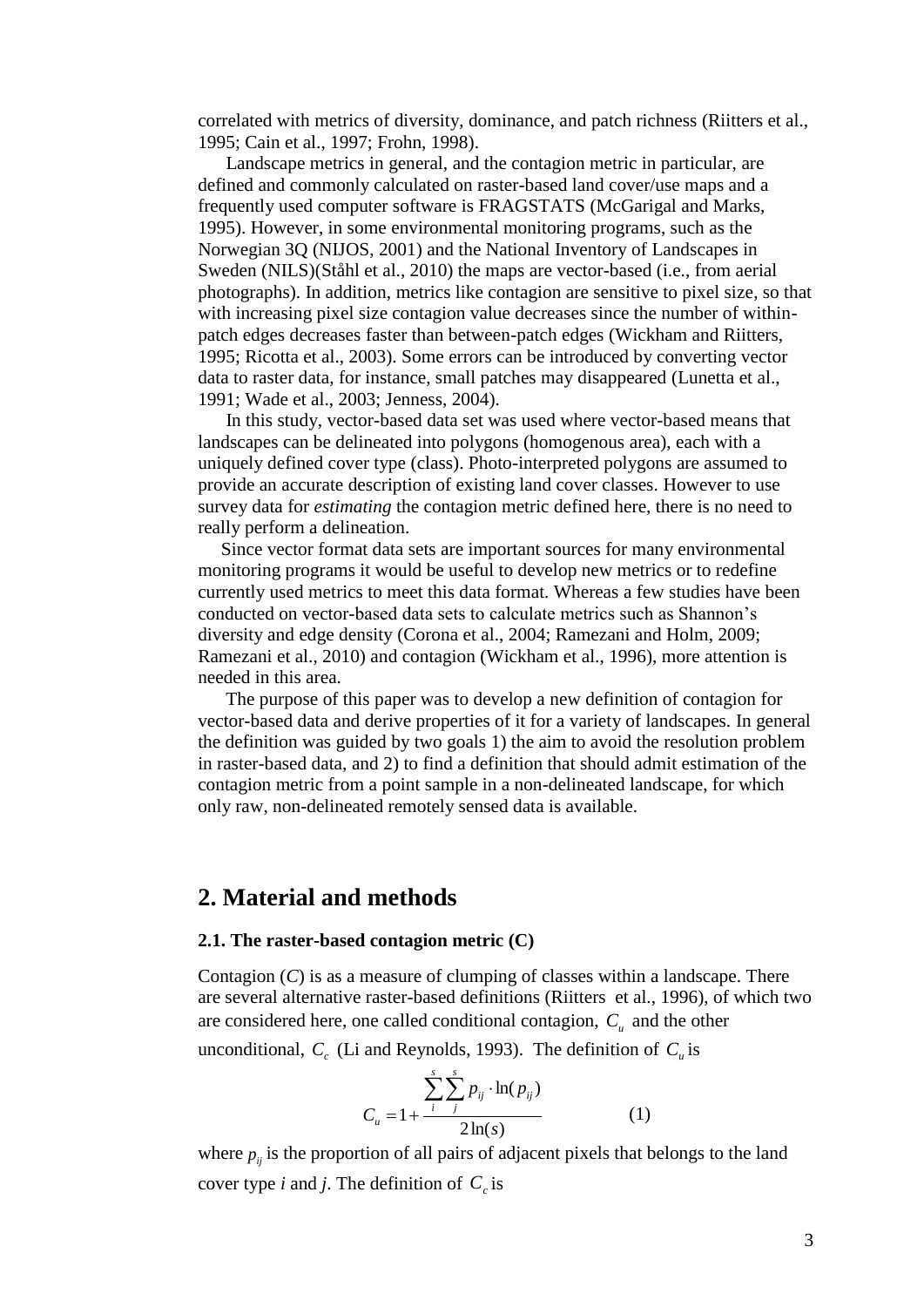correlated with metrics of diversity, dominance, and patch richness (Riitters et al., 1995; Cain et al., 1997; Frohn, 1998).

Landscape metrics in general, and the contagion metric in particular, are defined and commonly calculated on raster-based land cover/use maps and a frequently used computer software is FRAGSTATS (McGarigal and Marks, 1995). However, in some environmental monitoring programs, such as the Norwegian 3Q (NIJOS, 2001) and the National Inventory of Landscapes in Sweden (NILS)(Ståhl et al., 2010) the maps are vector-based (i.e., from aerial photographs). In addition, metrics like contagion are sensitive to pixel size, so that with increasing pixel size contagion value decreases since the number of within-patch edges decreases faster than between-patch edges (Wickham and Riitters, 1995; Ricotta et al., 2003). Some errors can be introduced by converting vector data to raster data, for instance, small patches may disappeared (Lunetta et al., 1991; Wade et al., 2003; Jenness, 2004).

In this study, vector-based data set was used where vector-based means that landscapes can be delineated into polygons (homogenous area), each with a uniquely defined cover type (class). Photo-interpreted polygons are assumed to provide an accurate description of existing land cover classes. However to use survey data for *estimating* the contagion metric defined here, there is no need to really perform a delineation.

Since vector format data sets are important sources for many environmental monitoring programs it would be useful to develop new metrics or to redefine currently used metrics to meet this data format. Whereas a few studies have been conducted on vector-based data sets to calculate metrics such as Shannon's diversity and edge density (Corona et al., 2004; Ramezani and Holm, 2009; Ramezani et al., 2010) and contagion (Wickham et al., 1996), more attention is needed in this area.

The purpose of this paper was to develop a new definition of contagion for vector-based data and derive properties of it for a variety of landscapes. In general the definition was guided by two goals 1) the aim to avoid the resolution problem in raster-based data, and 2) to find a definition that should admit estimation of the contagion metric from a point sample in a non-delineated landscape, for which only raw, non-delineated remotely sensed data is available.

## 2. Material and methods

### 2.1. The raster-based contagion metric (C)

Contagion ($C$) is as a measure of clumping of classes within a landscape. There are several alternative raster-based definitions (Riitters et al., 1996), of which two are considered here, one called conditional contagion, $C_u$ and the other unconditional, $C_c$ (Li and Reynolds, 1993). The definition of $C_u$ is

$$C_u = 1 + \frac{\sum_{i}^{s}\sum_{j}^{s} p_{ij} \cdot \ln(p_{ij})}{2\ln(s)} \qquad (1)$$

where $p_{ij}$ is the proportion of all pairs of adjacent pixels that belongs to the land cover type $i$ and $j$. The definition of $C_c$ is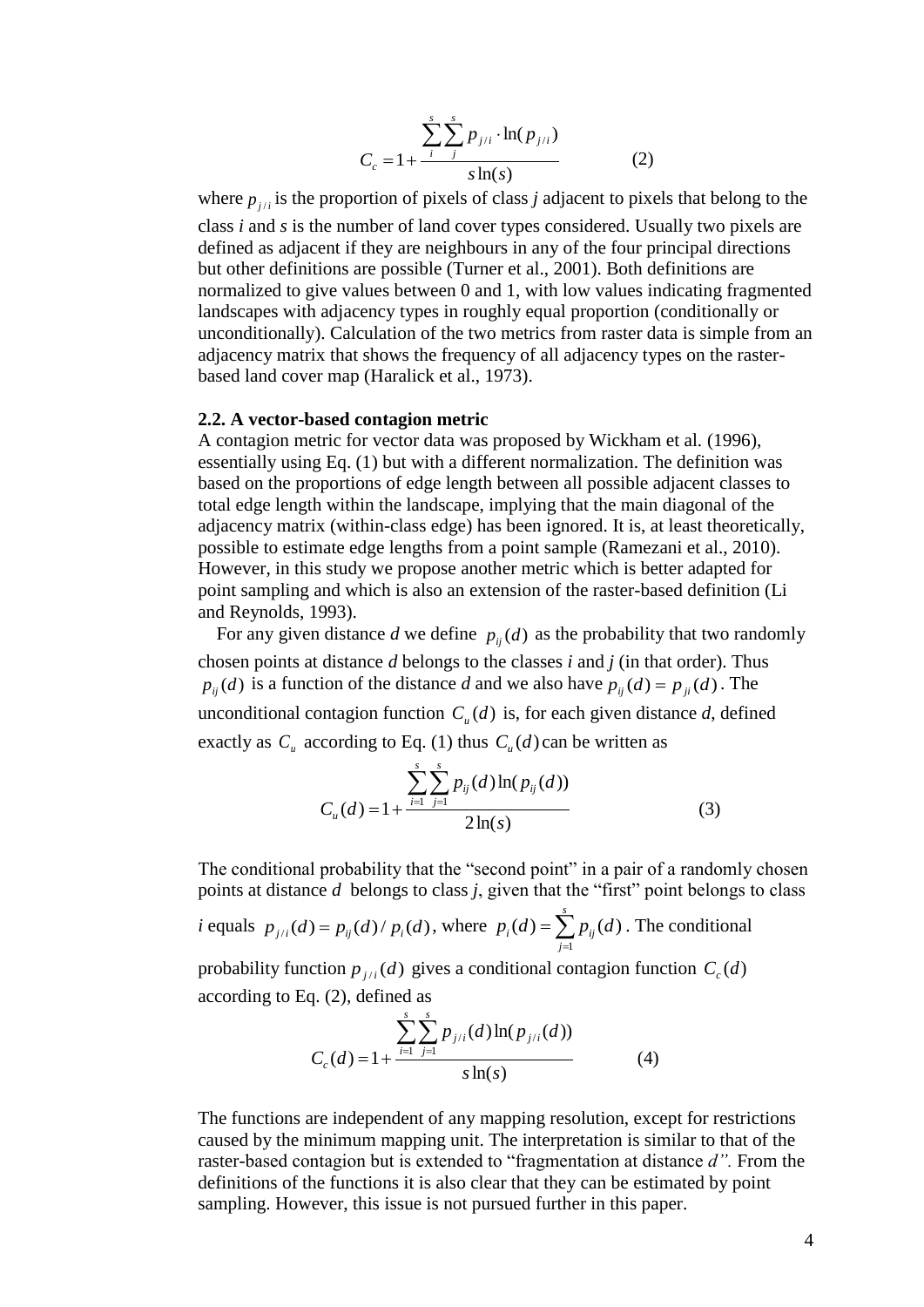$$C_c = 1 + \frac{\sum_i^s \sum_j^s p_{j/i} \cdot \ln(p_{j/i})}{s \ln(s)} \qquad (2)$$

where $p_{j/i}$ is the proportion of pixels of class *j* adjacent to pixels that belong to the class *i* and *s* is the number of land cover types considered. Usually two pixels are defined as adjacent if they are neighbours in any of the four principal directions but other definitions are possible (Turner et al., 2001). Both definitions are normalized to give values between 0 and 1, with low values indicating fragmented landscapes with adjacency types in roughly equal proportion (conditionally or unconditionally). Calculation of the two metrics from raster data is simple from an adjacency matrix that shows the frequency of all adjacency types on the raster-based land cover map (Haralick et al., 1973).

### 2.2. A vector-based contagion metric

A contagion metric for vector data was proposed by Wickham et al. (1996), essentially using Eq. (1) but with a different normalization. The definition was based on the proportions of edge length between all possible adjacent classes to total edge length within the landscape, implying that the main diagonal of the adjacency matrix (within-class edge) has been ignored. It is, at least theoretically, possible to estimate edge lengths from a point sample (Ramezani et al., 2010). However, in this study we propose another metric which is better adapted for point sampling and which is also an extension of the raster-based definition (Li and Reynolds, 1993).

For any given distance *d* we define $p_{ij}(d)$ as the probability that two randomly chosen points at distance *d* belongs to the classes *i* and *j* (in that order). Thus $p_{ij}(d)$ is a function of the distance *d* and we also have $p_{ij}(d) = p_{ji}(d)$. The unconditional contagion function $C_u(d)$ is, for each given distance *d*, defined exactly as $C_u$ according to Eq. (1) thus $C_u(d)$ can be written as

$$C_u(d) = 1 + \frac{\sum_{i=1}^s \sum_{j=1}^s p_{ij}(d) \ln(p_{ij}(d))}{2 \ln(s)} \qquad (3)$$

The conditional probability that the "second point" in a pair of a randomly chosen points at distance *d* belongs to class *j*, given that the "first" point belongs to class *i* equals $p_{j/i}(d) = p_{ij}(d) / p_i(d)$, where $p_i(d) = \sum_{j=1}^s p_{ij}(d)$. The conditional probability function $p_{j/i}(d)$ gives a conditional contagion function $C_c(d)$ according to Eq. (2), defined as

$$C_c(d) = 1 + \frac{\sum_{i=1}^s \sum_{j=1}^s p_{j/i}(d) \ln(p_{j/i}(d))}{s \ln(s)} \qquad (4)$$

The functions are independent of any mapping resolution, except for restrictions caused by the minimum mapping unit. The interpretation is similar to that of the raster-based contagion but is extended to "fragmentation at distance *d*". From the definitions of the functions it is also clear that they can be estimated by point sampling. However, this issue is not pursued further in this paper.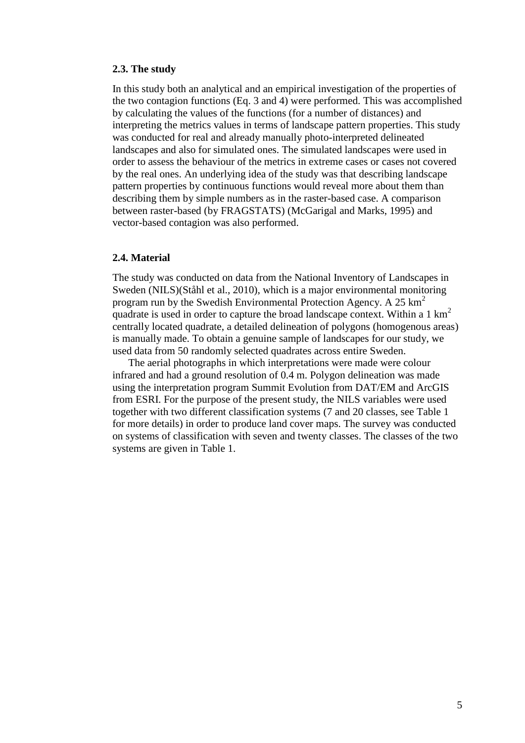### 2.3. The study

In this study both an analytical and an empirical investigation of the properties of the two contagion functions (Eq. 3 and 4) were performed. This was accomplished by calculating the values of the functions (for a number of distances) and interpreting the metrics values in terms of landscape pattern properties. This study was conducted for real and already manually photo-interpreted delineated landscapes and also for simulated ones. The simulated landscapes were used in order to assess the behaviour of the metrics in extreme cases or cases not covered by the real ones. An underlying idea of the study was that describing landscape pattern properties by continuous functions would reveal more about them than describing them by simple numbers as in the raster-based case. A comparison between raster-based (by FRAGSTATS) (McGarigal and Marks, 1995) and vector-based contagion was also performed.

### 2.4. Material

The study was conducted on data from the National Inventory of Landscapes in Sweden (NILS)(Ståhl et al., 2010), which is a major environmental monitoring program run by the Swedish Environmental Protection Agency. A 25 $km^2$ quadrate is used in order to capture the broad landscape context. Within a 1 $km^2$ centrally located quadrate, a detailed delineation of polygons (homogenous areas) is manually made. To obtain a genuine sample of landscapes for our study, we used data from 50 randomly selected quadrates across entire Sweden.

The aerial photographs in which interpretations were made were colour infrared and had a ground resolution of 0.4 m. Polygon delineation was made using the interpretation program Summit Evolution from DAT/EM and ArcGIS from ESRI. For the purpose of the present study, the NILS variables were used together with two different classification systems (7 and 20 classes, see Table 1 for more details) in order to produce land cover maps. The survey was conducted on systems of classification with seven and twenty classes. The classes of the two systems are given in Table 1.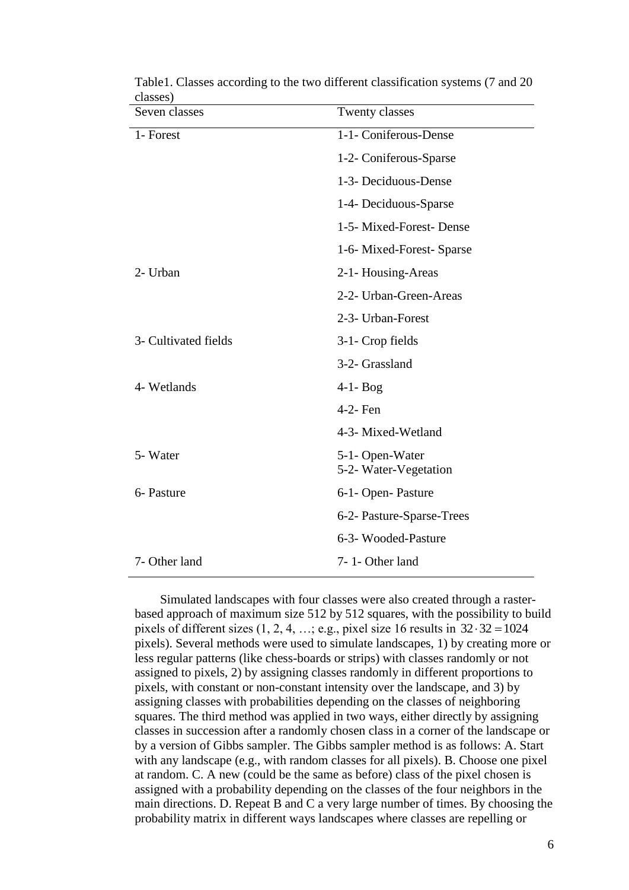Table1. Classes according to the two different classification systems (7 and 20 classes)

| Seven classes | Twenty classes |
|---|---|
| 1- Forest | 1-1- Coniferous-Dense |
| | 1-2- Coniferous-Sparse |
| | 1-3- Deciduous-Dense |
| | 1-4- Deciduous-Sparse |
| | 1-5- Mixed-Forest- Dense |
| | 1-6- Mixed-Forest- Sparse |
| 2- Urban | 2-1- Housing-Areas |
| | 2-2- Urban-Green-Areas |
| | 2-3- Urban-Forest |
| 3- Cultivated fields | 3-1- Crop fields |
| | 3-2- Grassland |
| 4- Wetlands | 4-1- Bog |
| | 4-2- Fen |
| | 4-3- Mixed-Wetland |
| 5- Water | 5-1- Open-Water |
| | 5-2- Water-Vegetation |
| 6- Pasture | 6-1- Open- Pasture |
| | 6-2- Pasture-Sparse-Trees |
| | 6-3- Wooded-Pasture |
| 7- Other land | 7- 1- Other land |

Simulated landscapes with four classes were also created through a raster-based approach of maximum size 512 by 512 squares, with the possibility to build pixels of different sizes (1, 2, 4, …; e.g., pixel size 16 results in $32 \cdot 32 = 1024$ pixels). Several methods were used to simulate landscapes, 1) by creating more or less regular patterns (like chess-boards or strips) with classes randomly or not assigned to pixels, 2) by assigning classes randomly in different proportions to pixels, with constant or non-constant intensity over the landscape, and 3) by assigning classes with probabilities depending on the classes of neighboring squares. The third method was applied in two ways, either directly by assigning classes in succession after a randomly chosen class in a corner of the landscape or by a version of Gibbs sampler. The Gibbs sampler method is as follows: A. Start with any landscape (e.g., with random classes for all pixels). B. Choose one pixel at random. C. A new (could be the same as before) class of the pixel chosen is assigned with a probability depending on the classes of the four neighbors in the main directions. D. Repeat B and C a very large number of times. By choosing the probability matrix in different ways landscapes where classes are repelling or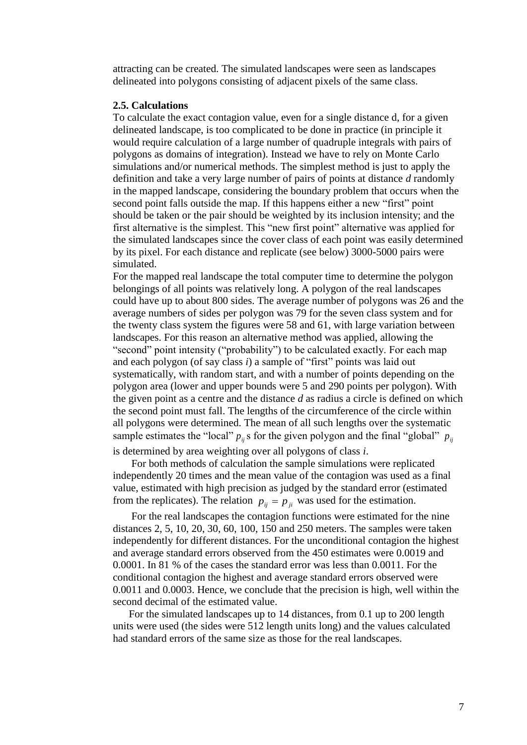attracting can be created. The simulated landscapes were seen as landscapes delineated into polygons consisting of adjacent pixels of the same class.

### 2.5. Calculations

To calculate the exact contagion value, even for a single distance d, for a given delineated landscape, is too complicated to be done in practice (in principle it would require calculation of a large number of quadruple integrals with pairs of polygons as domains of integration). Instead we have to rely on Monte Carlo simulations and/or numerical methods. The simplest method is just to apply the definition and take a very large number of pairs of points at distance $d$ randomly in the mapped landscape, considering the boundary problem that occurs when the second point falls outside the map. If this happens either a new "first" point should be taken or the pair should be weighted by its inclusion intensity; and the first alternative is the simplest. This "new first point" alternative was applied for the simulated landscapes since the cover class of each point was easily determined by its pixel. For each distance and replicate (see below) 3000-5000 pairs were simulated.

For the mapped real landscape the total computer time to determine the polygon belongings of all points was relatively long. A polygon of the real landscapes could have up to about 800 sides. The average number of polygons was 26 and the average numbers of sides per polygon was 79 for the seven class system and for the twenty class system the figures were 58 and 61, with large variation between landscapes. For this reason an alternative method was applied, allowing the "second" point intensity ("probability") to be calculated exactly. For each map and each polygon (of say class $i$) a sample of "first" points was laid out systematically, with random start, and with a number of points depending on the polygon area (lower and upper bounds were 5 and 290 points per polygon). With the given point as a centre and the distance $d$ as radius a circle is defined on which the second point must fall. The lengths of the circumference of the circle within all polygons were determined. The mean of all such lengths over the systematic sample estimates the "local" $p_{ij}$ s for the given polygon and the final "global" $p_{ij}$ is determined by area weighting over all polygons of class $i$.

For both methods of calculation the sample simulations were replicated independently 20 times and the mean value of the contagion was used as a final value, estimated with high precision as judged by the standard error (estimated from the replicates). The relation $p_{ij} = p_{ji}$ was used for the estimation.

For the real landscapes the contagion functions were estimated for the nine distances 2, 5, 10, 20, 30, 60, 100, 150 and 250 meters. The samples were taken independently for different distances. For the unconditional contagion the highest and average standard errors observed from the 450 estimates were 0.0019 and 0.0001. In 81 % of the cases the standard error was less than 0.0011. For the conditional contagion the highest and average standard errors observed were 0.0011 and 0.0003. Hence, we conclude that the precision is high, well within the second decimal of the estimated value.

For the simulated landscapes up to 14 distances, from 0.1 up to 200 length units were used (the sides were 512 length units long) and the values calculated had standard errors of the same size as those for the real landscapes.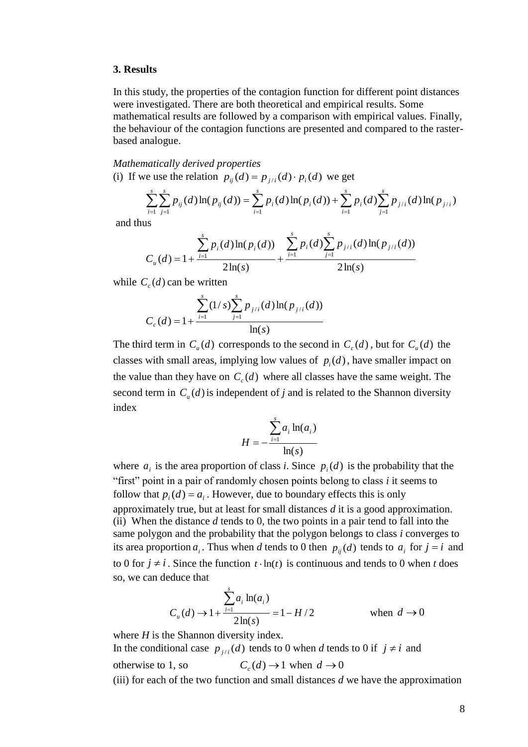### 3. Results

In this study, the properties of the contagion function for different point distances were investigated. There are both theoretical and empirical results. Some mathematical results are followed by a comparison with empirical values. Finally, the behaviour of the contagion functions are presented and compared to the raster-based analogue.

*Mathematically derived properties*

(i) If we use the relation $p_{ij}(d) = p_{j/i}(d) \cdot p_i(d)$ we get

$$\sum_{i=1}^{s}\sum_{j=1}^{s} p_{ij}(d)\ln(p_{ij}(d)) = \sum_{i=1}^{s} p_i(d)\ln(p_i(d)) + \sum_{i=1}^{s} p_i(d)\sum_{j=1}^{s} p_{j/i}(d)\ln(p_{j/i})$$

and thus

$$C_u(d) = 1 + \frac{\sum_{i=1}^{s} p_i(d)\ln(p_i(d))}{2\ln(s)} + \frac{\sum_{i=1}^{s} p_i(d)\sum_{j=1}^{s} p_{j/i}(d)\ln(p_{j/i}(d))}{2\ln(s)}$$

while $C_c(d)$ can be written

$$C_c(d) = 1 + \frac{\sum_{i=1}^{s}(1/s)\sum_{j=1}^{s} p_{j/i}(d)\ln(p_{j/i}(d))}{\ln(s)}$$

The third term in $C_u(d)$ corresponds to the second in $C_c(d)$, but for $C_u(d)$ the classes with small areas, implying low values of $p_i(d)$, have smaller impact on the value than they have on $C_c(d)$ where all classes have the same weight. The second term in $C_u(d)$ is independent of *j* and is related to the Shannon diversity index

$$H = -\frac{\sum_{i=1}^{s} a_i \ln(a_i)}{\ln(s)}$$

where $a_i$ is the area proportion of class *i*. Since $p_i(d)$ is the probability that the "first" point in a pair of randomly chosen points belong to class *i* it seems to follow that $p_i(d) = a_i$. However, due to boundary effects this is only approximately true, but at least for small distances *d* it is a good approximation.

(ii) When the distance *d* tends to 0, the two points in a pair tend to fall into the same polygon and the probability that the polygon belongs to class *i* converges to its area proportion $a_i$. Thus when *d* tends to 0 then $p_{ij}(d)$ tends to $a_i$ for $j = i$ and to 0 for $j \neq i$. Since the function $t \cdot \ln(t)$ is continuous and tends to 0 when *t* does so, we can deduce that

$$C_u(d) \to 1 + \frac{\sum_{i=1}^{s} a_i \ln(a_i)}{2\ln(s)} = 1 - H/2 \qquad \text{when } d \to 0$$

where *H* is the Shannon diversity index.

In the conditional case $p_{j/i}(d)$ tends to 0 when *d* tends to 0 if $j \neq i$ and otherwise to 1, so $\quad C_c(d) \to 1$ when $d \to 0$

(iii) for each of the two function and small distances *d* we have the approximation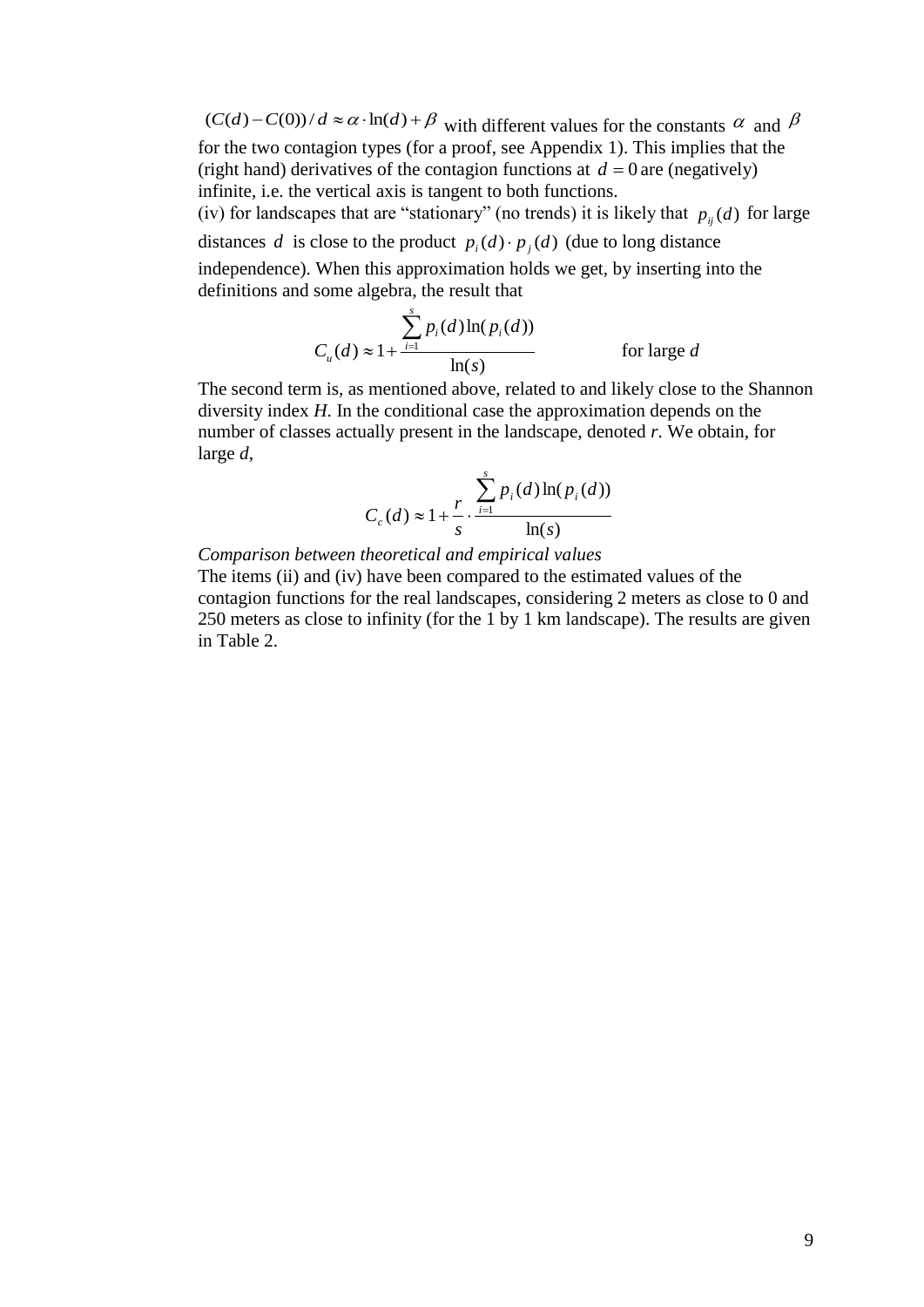$(C(d)-C(0))/d \approx \alpha \cdot \ln(d)+\beta$ with different values for the constants $\alpha$ and $\beta$ for the two contagion types (for a proof, see Appendix 1). This implies that the (right hand) derivatives of the contagion functions at $d=0$ are (negatively) infinite, i.e. the vertical axis is tangent to both functions.

(iv) for landscapes that are "stationary" (no trends) it is likely that $p_{ij}(d)$ for large distances $d$ is close to the product $p_i(d) \cdot p_j(d)$ (due to long distance independence). When this approximation holds we get, by inserting into the definitions and some algebra, the result that

$$C_u(d) \approx 1 + \frac{\sum_{i=1}^{s} p_i(d)\ln(p_i(d))}{\ln(s)} \qquad \text{for large } d$$

The second term is, as mentioned above, related to and likely close to the Shannon diversity index *H*. In the conditional case the approximation depends on the number of classes actually present in the landscape, denoted *r*. We obtain, for large *d*,

$$C_c(d) \approx 1 + \frac{r}{s} \cdot \frac{\sum_{i=1}^{s} p_i(d)\ln(p_i(d))}{\ln(s)}$$

*Comparison between theoretical and empirical values*

The items (ii) and (iv) have been compared to the estimated values of the contagion functions for the real landscapes, considering 2 meters as close to 0 and 250 meters as close to infinity (for the 1 by 1 km landscape). The results are given in Table 2.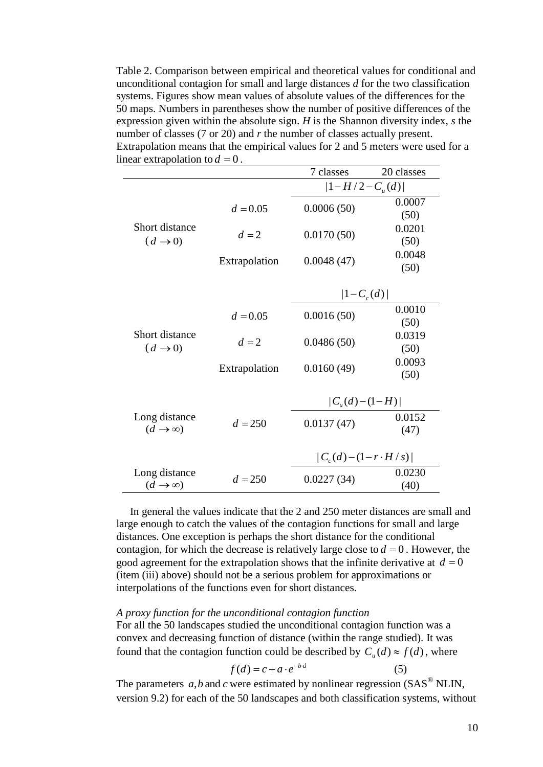Table 2. Comparison between empirical and theoretical values for conditional and unconditional contagion for small and large distances $d$ for the two classification systems. Figures show mean values of absolute values of the differences for the 50 maps. Numbers in parentheses show the number of positive differences of the expression given within the absolute sign. $H$ is the Shannon diversity index, $s$ the number of classes (7 or 20) and $r$ the number of classes actually present. Extrapolation means that the empirical values for 2 and 5 meters were used for a linear extrapolation to $d = 0$.

| | | 7 classes | 20 classes |
|---|---|---|---|
| | | $\lvert 1 - H/2 - C_u(d) \rvert$ | |
| Short distance ($d \to 0$) | $d = 0.05$ | 0.0006 (50) | 0.0007 (50) |
| | $d = 2$ | 0.0170 (50) | 0.0201 (50) |
| | Extrapolation | 0.0048 (47) | 0.0048 (50) |
| | | $\lvert 1 - C_c(d) \rvert$ | |
| Short distance ($d \to 0$) | $d = 0.05$ | 0.0016 (50) | 0.0010 (50) |
| | $d = 2$ | 0.0486 (50) | 0.0319 (50) |
| | Extrapolation | 0.0160 (49) | 0.0093 (50) |
| | | $\lvert C_u(d) - (1 - H) \rvert$ | |
| Long distance ($d \to \infty$) | $d = 250$ | 0.0137 (47) | 0.0152 (47) |
| | | $\lvert C_c(d) - (1 - r \cdot H / s) \rvert$ | |
| Long distance ($d \to \infty$) | $d = 250$ | 0.0227 (34) | 0.0230 (40) |

In general the values indicate that the 2 and 250 meter distances are small and large enough to catch the values of the contagion functions for small and large distances. One exception is perhaps the short distance for the conditional contagion, for which the decrease is relatively large close to $d = 0$. However, the good agreement for the extrapolation shows that the infinite derivative at $d = 0$ (item (iii) above) should not be a serious problem for approximations or interpolations of the functions even for short distances.

*A proxy function for the unconditional contagion function*

For all the 50 landscapes studied the unconditional contagion function was a convex and decreasing function of distance (within the range studied). It was found that the contagion function could be described by $C_u(d) \approx f(d)$, where

$$f(d) = c + a \cdot e^{-b \cdot d} \qquad (5)$$

The parameters $a, b$ and $c$ were estimated by nonlinear regression (SAS® NLIN, version 9.2) for each of the 50 landscapes and both classification systems, without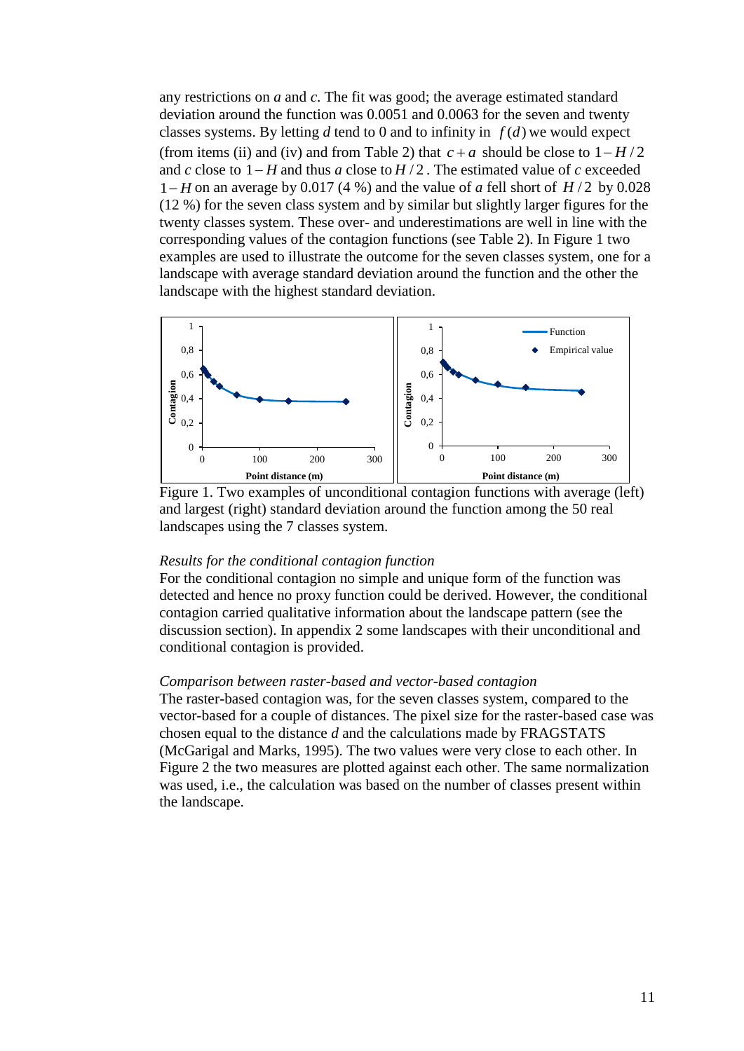any restrictions on $a$ and $c$. The fit was good; the average estimated standard deviation around the function was 0.0051 and 0.0063 for the seven and twenty classes systems. By letting $d$ tend to 0 and to infinity in $f(d)$ we would expect (from items (ii) and (iv) and from Table 2) that $c+a$ should be close to $1-H/2$ and $c$ close to $1-H$ and thus $a$ close to $H/2$. The estimated value of $c$ exceeded $1-H$ on an average by 0.017 (4 %) and the value of $a$ fell short of $H/2$ by 0.028 (12 %) for the seven class system and by similar but slightly larger figures for the twenty classes system. These over- and underestimations are well in line with the corresponding values of the contagion functions (see Table 2). In Figure 1 two examples are used to illustrate the outcome for the seven classes system, one for a landscape with average standard deviation around the function and the other the landscape with the highest standard deviation.

Figure 1. Two examples of unconditional contagion functions with average (left) and largest (right) standard deviation around the function among the 50 real landscapes using the 7 classes system.

*Results for the conditional contagion function*

For the conditional contagion no simple and unique form of the function was detected and hence no proxy function could be derived. However, the conditional contagion carried qualitative information about the landscape pattern (see the discussion section). In appendix 2 some landscapes with their unconditional and conditional contagion is provided.

*Comparison between raster-based and vector-based contagion*

The raster-based contagion was, for the seven classes system, compared to the vector-based for a couple of distances. The pixel size for the raster-based case was chosen equal to the distance $d$ and the calculations made by FRAGSTATS (McGarigal and Marks, 1995). The two values were very close to each other. In Figure 2 the two measures are plotted against each other. The same normalization was used, i.e., the calculation was based on the number of classes present within the landscape.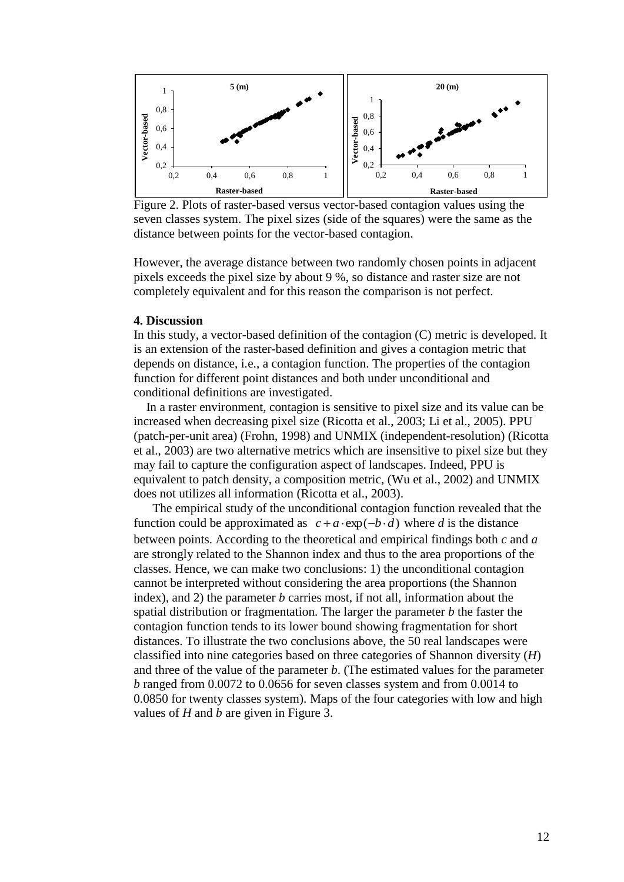Figure 2. Plots of raster-based versus vector-based contagion values using the seven classes system. The pixel sizes (side of the squares) were the same as the distance between points for the vector-based contagion.

However, the average distance between two randomly chosen points in adjacent pixels exceeds the pixel size by about 9 %, so distance and raster size are not completely equivalent and for this reason the comparison is not perfect.

## 4. Discussion

In this study, a vector-based definition of the contagion (C) metric is developed. It is an extension of the raster-based definition and gives a contagion metric that depends on distance, i.e., a contagion function. The properties of the contagion function for different point distances and both under unconditional and conditional definitions are investigated.

In a raster environment, contagion is sensitive to pixel size and its value can be increased when decreasing pixel size (Ricotta et al., 2003; Li et al., 2005). PPU (patch-per-unit area) (Frohn, 1998) and UNMIX (independent-resolution) (Ricotta et al., 2003) are two alternative metrics which are insensitive to pixel size but they may fail to capture the configuration aspect of landscapes. Indeed, PPU is equivalent to patch density, a composition metric, (Wu et al., 2002) and UNMIX does not utilizes all information (Ricotta et al., 2003).

The empirical study of the unconditional contagion function revealed that the function could be approximated as $c + a \cdot \exp(-b \cdot d)$ where *d* is the distance between points. According to the theoretical and empirical findings both *c* and *a* are strongly related to the Shannon index and thus to the area proportions of the classes. Hence, we can make two conclusions: 1) the unconditional contagion cannot be interpreted without considering the area proportions (the Shannon index), and 2) the parameter *b* carries most, if not all, information about the spatial distribution or fragmentation. The larger the parameter *b* the faster the contagion function tends to its lower bound showing fragmentation for short distances. To illustrate the two conclusions above, the 50 real landscapes were classified into nine categories based on three categories of Shannon diversity (*H*) and three of the value of the parameter *b*. (The estimated values for the parameter *b* ranged from 0.0072 to 0.0656 for seven classes system and from 0.0014 to 0.0850 for twenty classes system). Maps of the four categories with low and high values of *H* and *b* are given in Figure 3.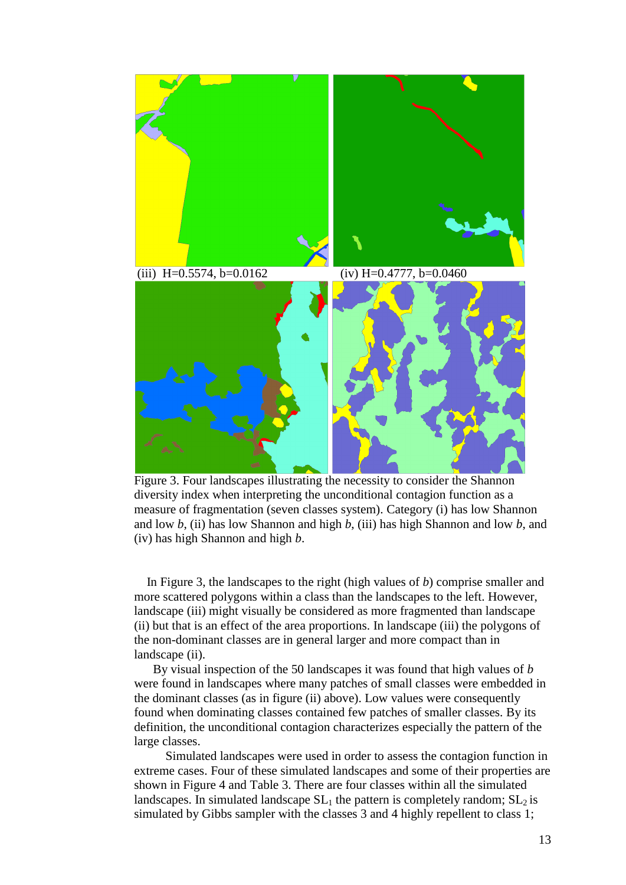(iii) H=0.5574, b=0.0162

(iv) H=0.4777, b=0.0460

Figure 3. Four landscapes illustrating the necessity to consider the Shannon diversity index when interpreting the unconditional contagion function as a measure of fragmentation (seven classes system). Category (i) has low Shannon and low *b*, (ii) has low Shannon and high *b*, (iii) has high Shannon and low *b*, and (iv) has high Shannon and high *b*.

In Figure 3, the landscapes to the right (high values of *b*) comprise smaller and more scattered polygons within a class than the landscapes to the left. However, landscape (iii) might visually be considered as more fragmented than landscape (ii) but that is an effect of the area proportions. In landscape (iii) the polygons of the non-dominant classes are in general larger and more compact than in landscape (ii).

By visual inspection of the 50 landscapes it was found that high values of *b* were found in landscapes where many patches of small classes were embedded in the dominant classes (as in figure (ii) above). Low values were consequently found when dominating classes contained few patches of smaller classes. By its definition, the unconditional contagion characterizes especially the pattern of the large classes.

Simulated landscapes were used in order to assess the contagion function in extreme cases. Four of these simulated landscapes and some of their properties are shown in Figure 4 and Table 3. There are four classes within all the simulated landscapes. In simulated landscape $SL_1$ the pattern is completely random; $SL_2$ is simulated by Gibbs sampler with the classes 3 and 4 highly repellent to class 1;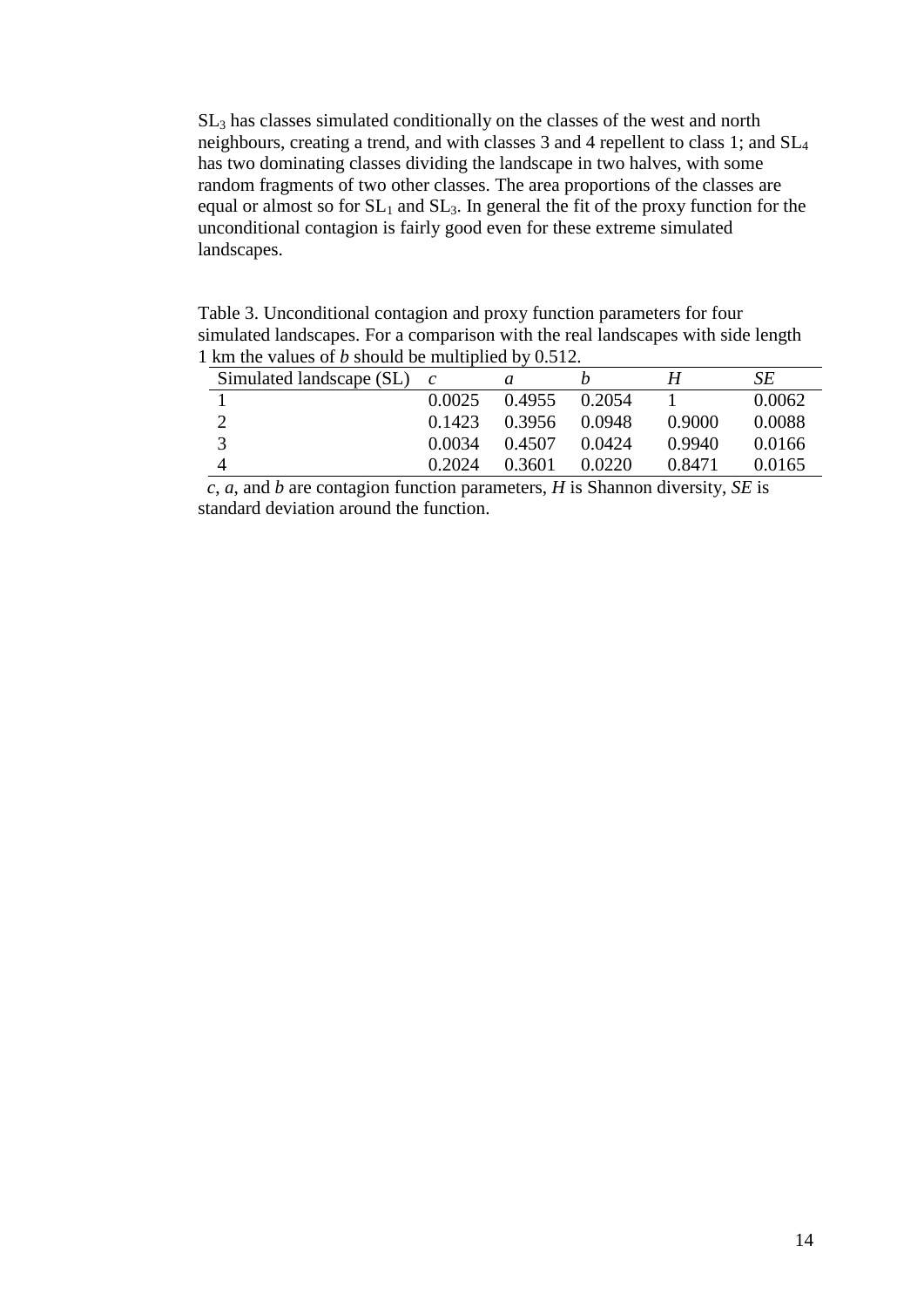$SL_3$ has classes simulated conditionally on the classes of the west and north neighbours, creating a trend, and with classes 3 and 4 repellent to class 1; and $SL_4$ has two dominating classes dividing the landscape in two halves, with some random fragments of two other classes. The area proportions of the classes are equal or almost so for $SL_1$ and $SL_3$. In general the fit of the proxy function for the unconditional contagion is fairly good even for these extreme simulated landscapes.

Table 3. Unconditional contagion and proxy function parameters for four simulated landscapes. For a comparison with the real landscapes with side length 1 km the values of *b* should be multiplied by 0.512.

| Simulated landscape (SL) | *c* | *a* | *b* | *H* | *SE* |
|---|---|---|---|---|---|
| 1 | 0.0025 | 0.4955 | 0.2054 | 1 | 0.0062 |
| 2 | 0.1423 | 0.3956 | 0.0948 | 0.9000 | 0.0088 |
| 3 | 0.0034 | 0.4507 | 0.0424 | 0.9940 | 0.0166 |
| 4 | 0.2024 | 0.3601 | 0.0220 | 0.8471 | 0.0165 |

*c*, *a*, and *b* are contagion function parameters, *H* is Shannon diversity, *SE* is standard deviation around the function.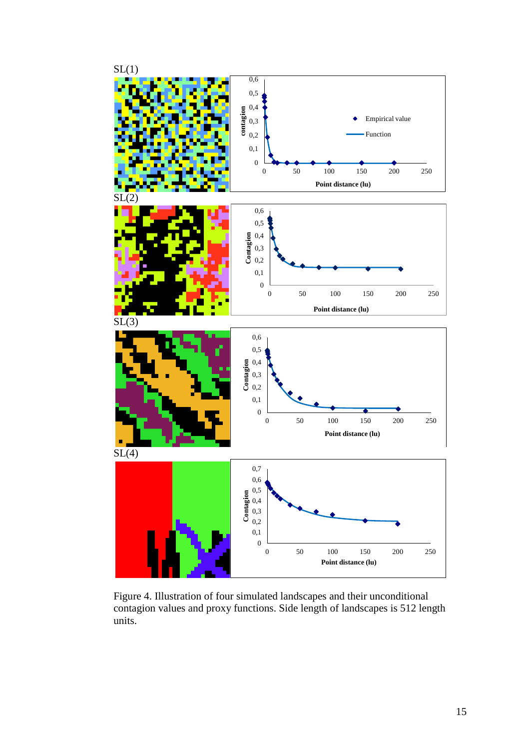SL(1)

SL(2)

SL(3)

SL(4)

Figure 4. Illustration of four simulated landscapes and their unconditional contagion values and proxy functions. Side length of landscapes is 512 length units.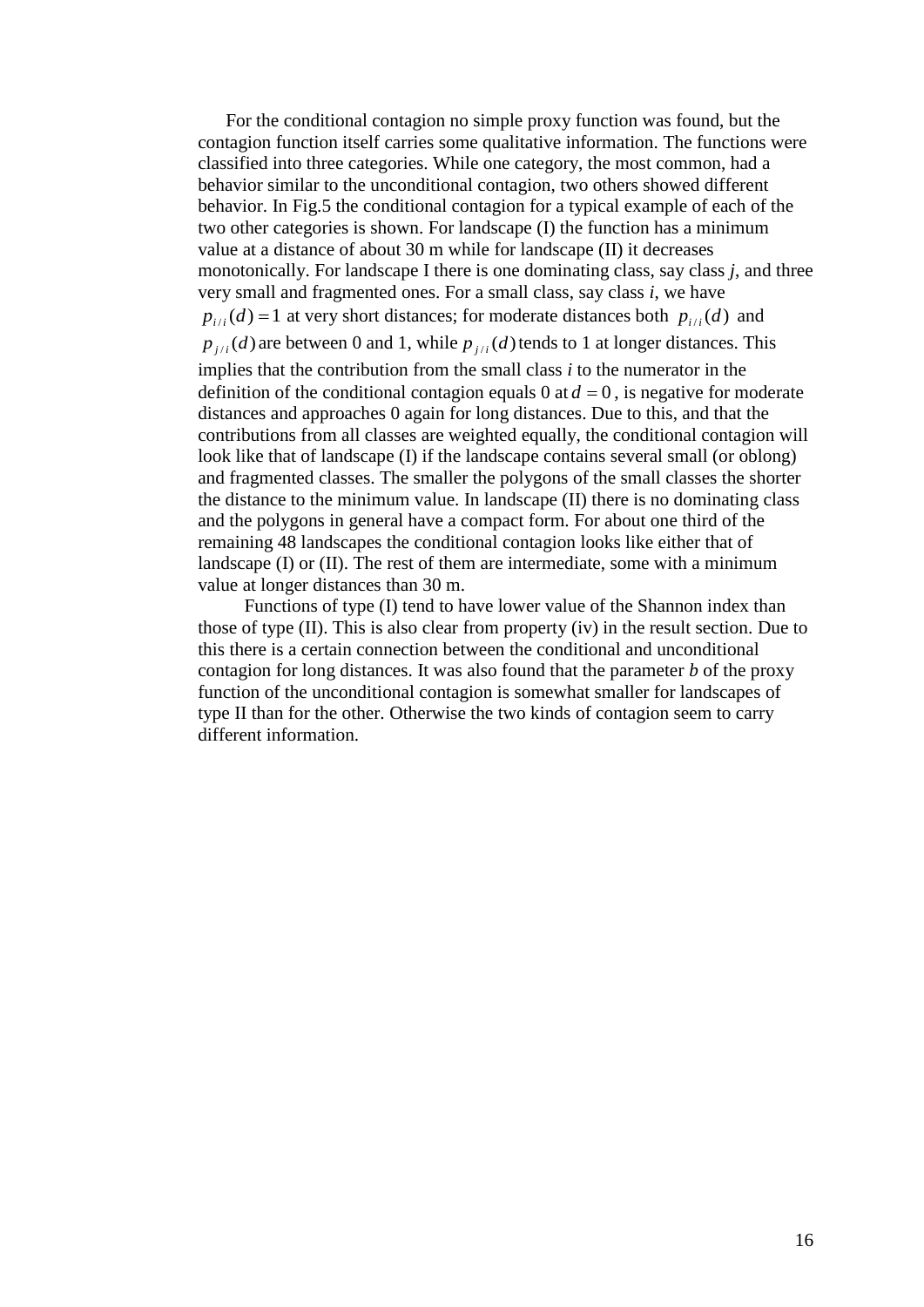For the conditional contagion no simple proxy function was found, but the contagion function itself carries some qualitative information. The functions were classified into three categories. While one category, the most common, had a behavior similar to the unconditional contagion, two others showed different behavior. In Fig.5 the conditional contagion for a typical example of each of the two other categories is shown. For landscape (I) the function has a minimum value at a distance of about 30 m while for landscape (II) it decreases monotonically. For landscape I there is one dominating class, say class *j*, and three very small and fragmented ones. For a small class, say class *i*, we have $p_{i/i}(d) = 1$ at very short distances; for moderate distances both $p_{i/i}(d)$ and $p_{j/i}(d)$ are between 0 and 1, while $p_{j/i}(d)$ tends to 1 at longer distances. This implies that the contribution from the small class *i* to the numerator in the definition of the conditional contagion equals 0 at $d = 0$, is negative for moderate distances and approaches 0 again for long distances. Due to this, and that the contributions from all classes are weighted equally, the conditional contagion will look like that of landscape (I) if the landscape contains several small (or oblong) and fragmented classes. The smaller the polygons of the small classes the shorter the distance to the minimum value. In landscape (II) there is no dominating class and the polygons in general have a compact form. For about one third of the remaining 48 landscapes the conditional contagion looks like either that of landscape (I) or (II). The rest of them are intermediate, some with a minimum value at longer distances than 30 m.

Functions of type (I) tend to have lower value of the Shannon index than those of type (II). This is also clear from property (iv) in the result section. Due to this there is a certain connection between the conditional and unconditional contagion for long distances. It was also found that the parameter *b* of the proxy function of the unconditional contagion is somewhat smaller for landscapes of type II than for the other. Otherwise the two kinds of contagion seem to carry different information.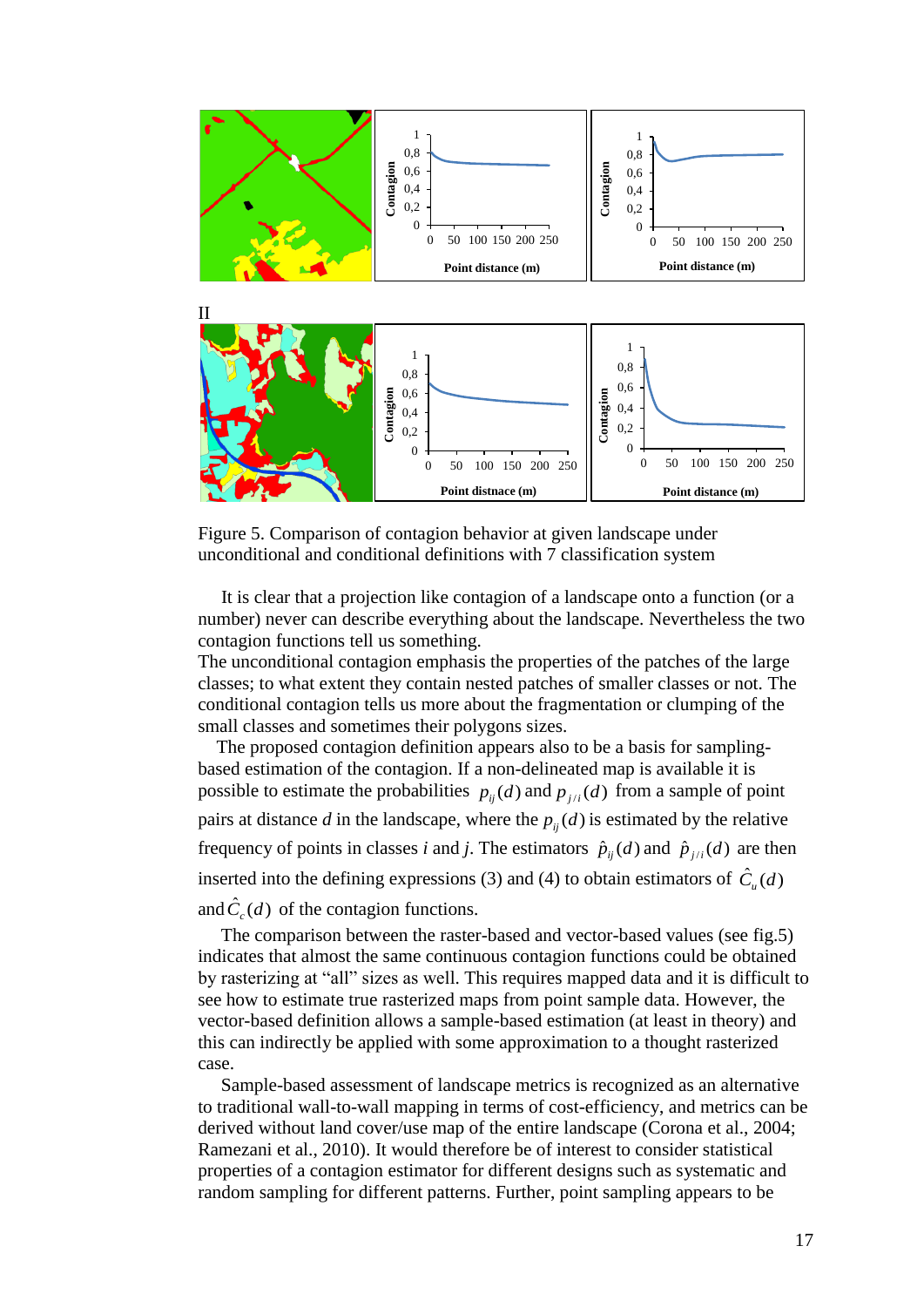II

Figure 5. Comparison of contagion behavior at given landscape under unconditional and conditional definitions with 7 classification system

It is clear that a projection like contagion of a landscape onto a function (or a number) never can describe everything about the landscape. Nevertheless the two contagion functions tell us something.

The unconditional contagion emphasis the properties of the patches of the large classes; to what extent they contain nested patches of smaller classes or not. The conditional contagion tells us more about the fragmentation or clumping of the small classes and sometimes their polygons sizes.

The proposed contagion definition appears also to be a basis for sampling-based estimation of the contagion. If a non-delineated map is available it is possible to estimate the probabilities $p_{ij}(d)$ and $p_{j/i}(d)$ from a sample of point pairs at distance *d* in the landscape, where the $p_{ij}(d)$ is estimated by the relative frequency of points in classes *i* and *j*. The estimators $\hat{p}_{ij}(d)$ and $\hat{p}_{j/i}(d)$ are then inserted into the defining expressions (3) and (4) to obtain estimators of $\hat{C}_u(d)$ and $\hat{C}_c(d)$ of the contagion functions.

The comparison between the raster-based and vector-based values (see fig.5) indicates that almost the same continuous contagion functions could be obtained by rasterizing at "all" sizes as well. This requires mapped data and it is difficult to see how to estimate true rasterized maps from point sample data. However, the vector-based definition allows a sample-based estimation (at least in theory) and this can indirectly be applied with some approximation to a thought rasterized case.

Sample-based assessment of landscape metrics is recognized as an alternative to traditional wall-to-wall mapping in terms of cost-efficiency, and metrics can be derived without land cover/use map of the entire landscape (Corona et al., 2004; Ramezani et al., 2010). It would therefore be of interest to consider statistical properties of a contagion estimator for different designs such as systematic and random sampling for different patterns. Further, point sampling appears to be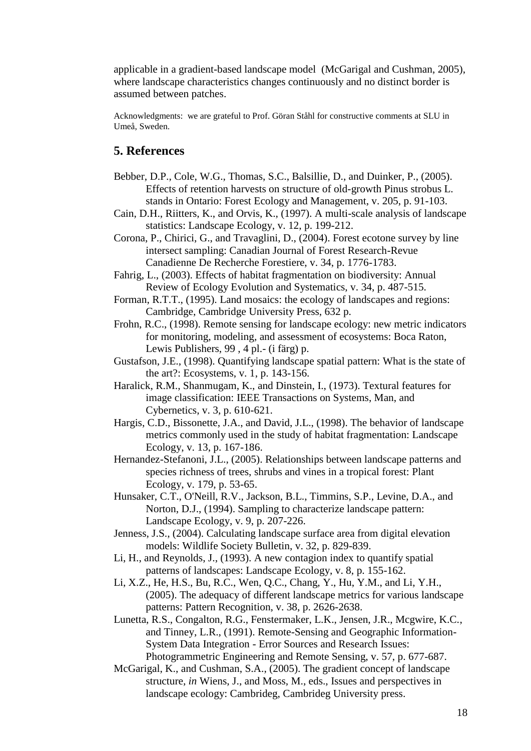applicable in a gradient-based landscape model (McGarigal and Cushman, 2005), where landscape characteristics changes continuously and no distinct border is assumed between patches.

Acknowledgments: we are grateful to Prof. Göran Ståhl for constructive comments at SLU in Umeå, Sweden.

## 5. References

Bebber, D.P., Cole, W.G., Thomas, S.C., Balsillie, D., and Duinker, P., (2005). Effects of retention harvests on structure of old-growth Pinus strobus L. stands in Ontario: Forest Ecology and Management, v. 205, p. 91-103.

Cain, D.H., Riitters, K., and Orvis, K., (1997). A multi-scale analysis of landscape statistics: Landscape Ecology, v. 12, p. 199-212.

Corona, P., Chirici, G., and Travaglini, D., (2004). Forest ecotone survey by line intersect sampling: Canadian Journal of Forest Research-Revue Canadienne De Recherche Forestiere, v. 34, p. 1776-1783.

Fahrig, L., (2003). Effects of habitat fragmentation on biodiversity: Annual Review of Ecology Evolution and Systematics, v. 34, p. 487-515.

Forman, R.T.T., (1995). Land mosaics: the ecology of landscapes and regions: Cambridge, Cambridge University Press, 632 p.

Frohn, R.C., (1998). Remote sensing for landscape ecology: new metric indicators for monitoring, modeling, and assessment of ecosystems: Boca Raton, Lewis Publishers, 99 , 4 pl.- (i färg) p.

Gustafson, J.E., (1998). Quantifying landscape spatial pattern: What is the state of the art?: Ecosystems, v. 1, p. 143-156.

Haralick, R.M., Shanmugam, K., and Dinstein, I., (1973). Textural features for image classification: IEEE Transactions on Systems, Man, and Cybernetics, v. 3, p. 610-621.

Hargis, C.D., Bissonette, J.A., and David, J.L., (1998). The behavior of landscape metrics commonly used in the study of habitat fragmentation: Landscape Ecology, v. 13, p. 167-186.

Hernandez-Stefanoni, J.L., (2005). Relationships between landscape patterns and species richness of trees, shrubs and vines in a tropical forest: Plant Ecology, v. 179, p. 53-65.

Hunsaker, C.T., O'Neill, R.V., Jackson, B.L., Timmins, S.P., Levine, D.A., and Norton, D.J., (1994). Sampling to characterize landscape pattern: Landscape Ecology, v. 9, p. 207-226.

Jenness, J.S., (2004). Calculating landscape surface area from digital elevation models: Wildlife Society Bulletin, v. 32, p. 829-839.

Li, H., and Reynolds, J., (1993). A new contagion index to quantify spatial patterns of landscapes: Landscape Ecology, v. 8, p. 155-162.

Li, X.Z., He, H.S., Bu, R.C., Wen, Q.C., Chang, Y., Hu, Y.M., and Li, Y.H., (2005). The adequacy of different landscape metrics for various landscape patterns: Pattern Recognition, v. 38, p. 2626-2638.

Lunetta, R.S., Congalton, R.G., Fenstermaker, L.K., Jensen, J.R., Mcgwire, K.C., and Tinney, L.R., (1991). Remote-Sensing and Geographic Information-System Data Integration - Error Sources and Research Issues: Photogrammetric Engineering and Remote Sensing, v. 57, p. 677-687.

McGarigal, K., and Cushman, S.A., (2005). The gradient concept of landscape structure, *in* Wiens, J., and Moss, M., eds., Issues and perspectives in landscape ecology: Cambrideg, Cambrideg University press.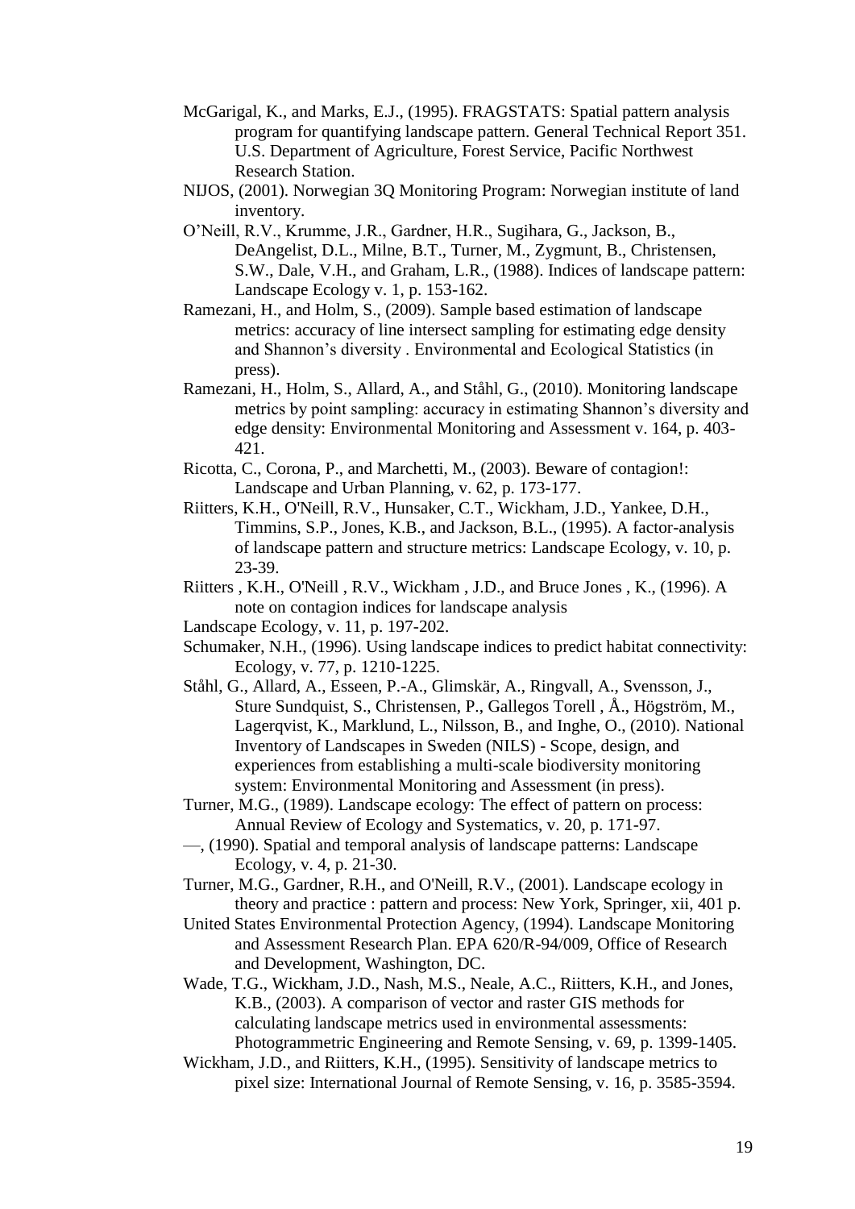McGarigal, K., and Marks, E.J., (1995). FRAGSTATS: Spatial pattern analysis program for quantifying landscape pattern. General Technical Report 351. U.S. Department of Agriculture, Forest Service, Pacific Northwest Research Station.

NIJOS, (2001). Norwegian 3Q Monitoring Program: Norwegian institute of land inventory.

O'Neill, R.V., Krumme, J.R., Gardner, H.R., Sugihara, G., Jackson, B., DeAngelist, D.L., Milne, B.T., Turner, M., Zygmunt, B., Christensen, S.W., Dale, V.H., and Graham, L.R., (1988). Indices of landscape pattern: Landscape Ecology v. 1, p. 153-162.

Ramezani, H., and Holm, S., (2009). Sample based estimation of landscape metrics: accuracy of line intersect sampling for estimating edge density and Shannon's diversity . Environmental and Ecological Statistics (in press).

Ramezani, H., Holm, S., Allard, A., and Ståhl, G., (2010). Monitoring landscape metrics by point sampling: accuracy in estimating Shannon's diversity and edge density: Environmental Monitoring and Assessment v. 164, p. 403-421.

Ricotta, C., Corona, P., and Marchetti, M., (2003). Beware of contagion!: Landscape and Urban Planning, v. 62, p. 173-177.

Riitters, K.H., O'Neill, R.V., Hunsaker, C.T., Wickham, J.D., Yankee, D.H., Timmins, S.P., Jones, K.B., and Jackson, B.L., (1995). A factor-analysis of landscape pattern and structure metrics: Landscape Ecology, v. 10, p. 23-39.

Riitters , K.H., O'Neill , R.V., Wickham , J.D., and Bruce Jones , K., (1996). A note on contagion indices for landscape analysis

Landscape Ecology, v. 11, p. 197-202.

Schumaker, N.H., (1996). Using landscape indices to predict habitat connectivity: Ecology, v. 77, p. 1210-1225.

Ståhl, G., Allard, A., Esseen, P.-A., Glimskär, A., Ringvall, A., Svensson, J., Sture Sundquist, S., Christensen, P., Gallegos Torell , Å., Högström, M., Lagerqvist, K., Marklund, L., Nilsson, B., and Inghe, O., (2010). National Inventory of Landscapes in Sweden (NILS) - Scope, design, and experiences from establishing a multi-scale biodiversity monitoring system: Environmental Monitoring and Assessment (in press).

Turner, M.G., (1989). Landscape ecology: The effect of pattern on process: Annual Review of Ecology and Systematics, v. 20, p. 171-97.

—, (1990). Spatial and temporal analysis of landscape patterns: Landscape Ecology, v. 4, p. 21-30.

Turner, M.G., Gardner, R.H., and O'Neill, R.V., (2001). Landscape ecology in theory and practice : pattern and process: New York, Springer, xii, 401 p.

United States Environmental Protection Agency, (1994). Landscape Monitoring and Assessment Research Plan. EPA 620/R-94/009, Office of Research and Development, Washington, DC.

Wade, T.G., Wickham, J.D., Nash, M.S., Neale, A.C., Riitters, K.H., and Jones, K.B., (2003). A comparison of vector and raster GIS methods for calculating landscape metrics used in environmental assessments: Photogrammetric Engineering and Remote Sensing, v. 69, p. 1399-1405.

Wickham, J.D., and Riitters, K.H., (1995). Sensitivity of landscape metrics to pixel size: International Journal of Remote Sensing, v. 16, p. 3585-3594.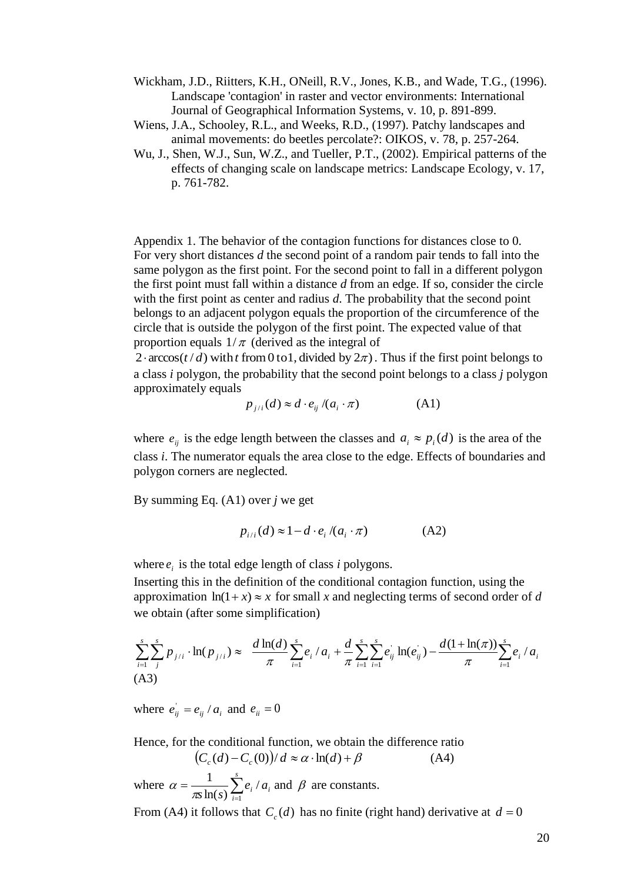Wickham, J.D., Riitters, K.H., ONeill, R.V., Jones, K.B., and Wade, T.G., (1996). Landscape 'contagion' in raster and vector environments: International Journal of Geographical Information Systems, v. 10, p. 891-899.

Wiens, J.A., Schooley, R.L., and Weeks, R.D., (1997). Patchy landscapes and animal movements: do beetles percolate?: OIKOS, v. 78, p. 257-264.

Wu, J., Shen, W.J., Sun, W.Z., and Tueller, P.T., (2002). Empirical patterns of the effects of changing scale on landscape metrics: Landscape Ecology, v. 17, p. 761-782.

Appendix 1. The behavior of the contagion functions for distances close to 0.

For very short distances *d* the second point of a random pair tends to fall into the same polygon as the first point. For the second point to fall in a different polygon the first point must fall within a distance *d* from an edge. If so, consider the circle with the first point as center and radius *d*. The probability that the second point belongs to an adjacent polygon equals the proportion of the circumference of the circle that is outside the polygon of the first point. The expected value of that proportion equals $1/\pi$ (derived as the integral of $2 \cdot \arccos(t/d)$ with $t$ from 0 to 1, divided by $2\pi$). Thus if the first point belongs to a class *i* polygon, the probability that the second point belongs to a class *j* polygon approximately equals

$$p_{j/i}(d) \approx d \cdot e_{ij} / (a_i \cdot \pi) \qquad \text{(A1)}$$

where $e_{ij}$ is the edge length between the classes and $a_i \approx p_i(d)$ is the area of the class *i*. The numerator equals the area close to the edge. Effects of boundaries and polygon corners are neglected.

By summing Eq. (A1) over *j* we get

$$p_{i/i}(d) \approx 1 - d \cdot e_i / (a_i \cdot \pi) \qquad \text{(A2)}$$

where $e_i$ is the total edge length of class *i* polygons.

Inserting this in the definition of the conditional contagion function, using the approximation $\ln(1+x) \approx x$ for small *x* and neglecting terms of second order of *d* we obtain (after some simplification)

$$\sum_{i=1}^{s} \sum_{j}^{s} p_{j/i} \cdot \ln(p_{j/i}) \approx \frac{d \ln(d)}{\pi} \sum_{i=1}^{s} e_i / a_i + \frac{d}{\pi} \sum_{i=1}^{s} \sum_{i=1}^{s} e_{ij}^{'} \ln(e_{ij}^{'}) - \frac{d(1+\ln(\pi))}{\pi} \sum_{i=1}^{s} e_i / a_i$$

(A3)

where $e_{ij}^{'} = e_{ij} / a_i$ and $e_{ii} = 0$

Hence, for the conditional function, we obtain the difference ratio

$$\left(C_c(d) - C_c(0)\right) / d \approx \alpha \cdot \ln(d) + \beta \qquad \text{(A4)}$$

where $\alpha = \dfrac{1}{\pi s \ln(s)} \displaystyle\sum_{i=1}^{s} e_i / a_i$ and $\beta$ are constants.

From (A4) it follows that $C_c(d)$ has no finite (right hand) derivative at $d = 0$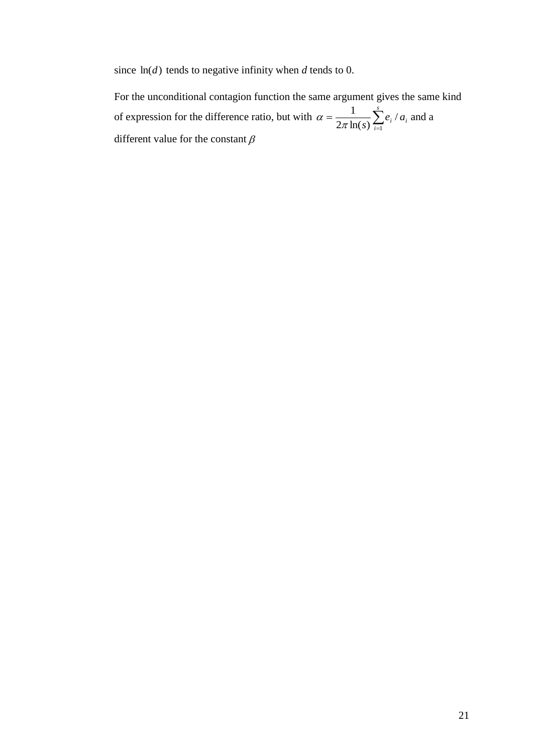since $\ln(d)$ tends to negative infinity when *d* tends to 0.

For the unconditional contagion function the same argument gives the same kind of expression for the difference ratio, but with $\alpha = \dfrac{1}{2\pi \ln(s)} \sum_{i=1}^{s} e_i / a_i$ and a different value for the constant $\beta$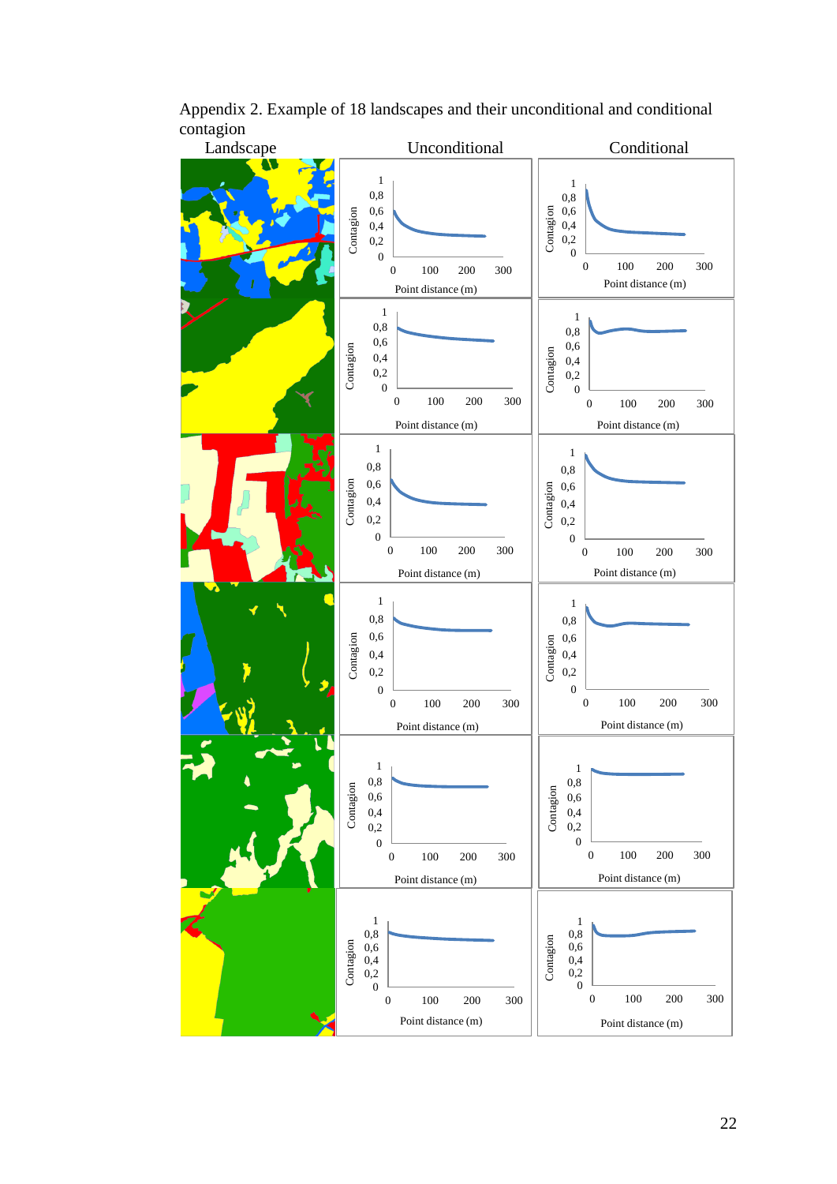Appendix 2. Example of 18 landscapes and their unconditional and conditional contagion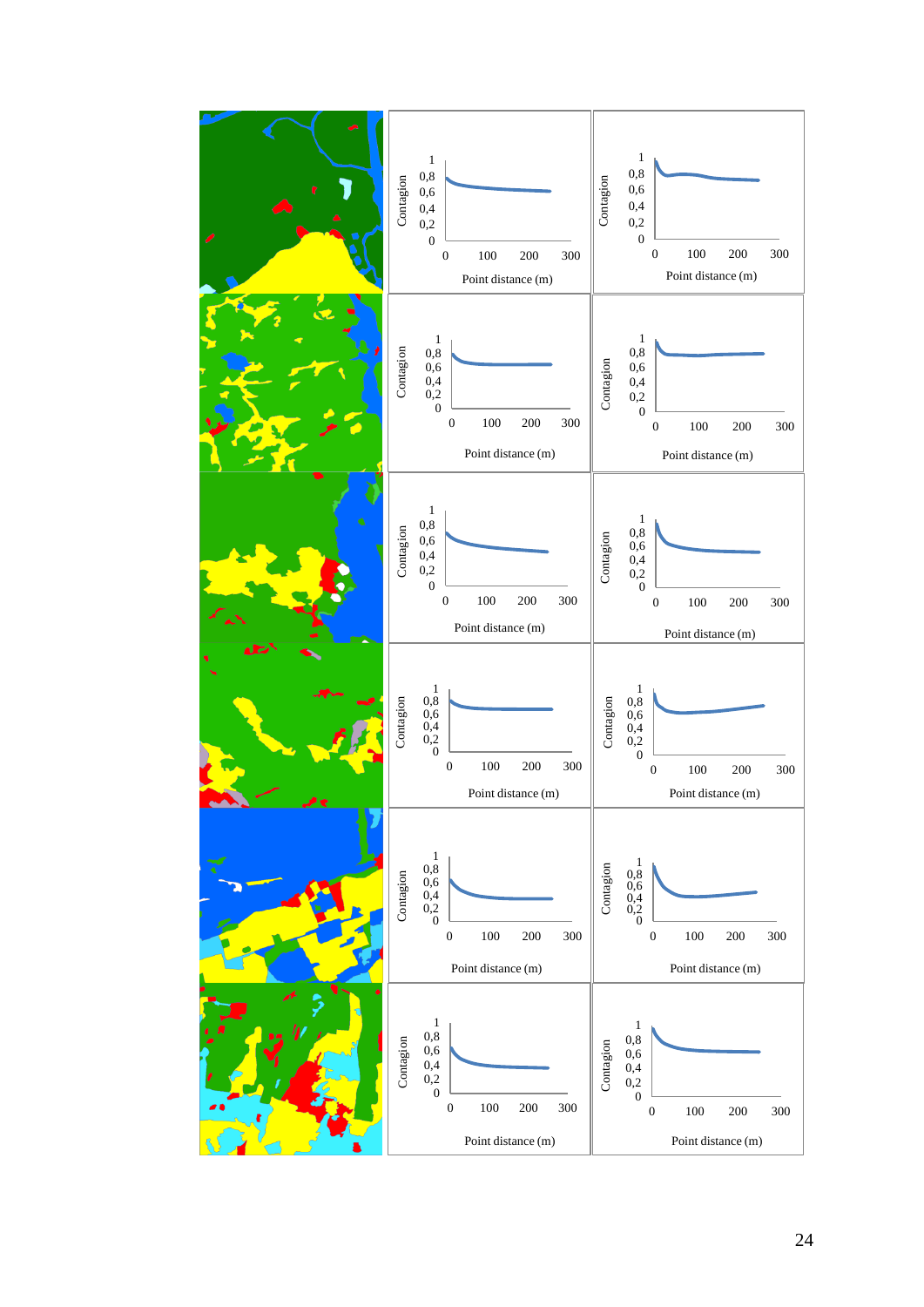Contagion
1
0,8
0,6
0,4
0,2
0
0 100 200 300
Point distance (m)

Contagion
1
0,8
0,6
0,4
0,2
0
0 100 200 300
Point distance (m)

Contagion
1
0,8
0,6
0,4
0,2
0
0 100 200 300
Point distance (m)

Contagion
1
0,8
0,6
0,4
0,2
0
0 100 200 300
Point distance (m)

Contagion
1
0,8
0,6
0,4
0,2
0
0 100 200 300
Point distance (m)

Contagion
1
0,8
0,6
0,4
0,2
0
0 100 200 300
Point distance (m)

Contagion
1
0,8
0,6
0,4
0,2
0
0 100 200 300
Point distance (m)

Contagion
1
0,8
0,6
0,4
0,2
0
0 100 200 300
Point distance (m)

Contagion
1
0,8
0,6
0,4
0,2
0
0 100 200 300
Point distance (m)

Contagion
1
0,8
0,6
0,4
0,2
0
0 100 200 300
Point distance (m)

Contagion
1
0,8
0,6
0,4
0,2
0
0 100 200 300
Point distance (m)

Contagion
1
0,8
0,6
0,4
0,2
0
0 100 200 300
Point distance (m)